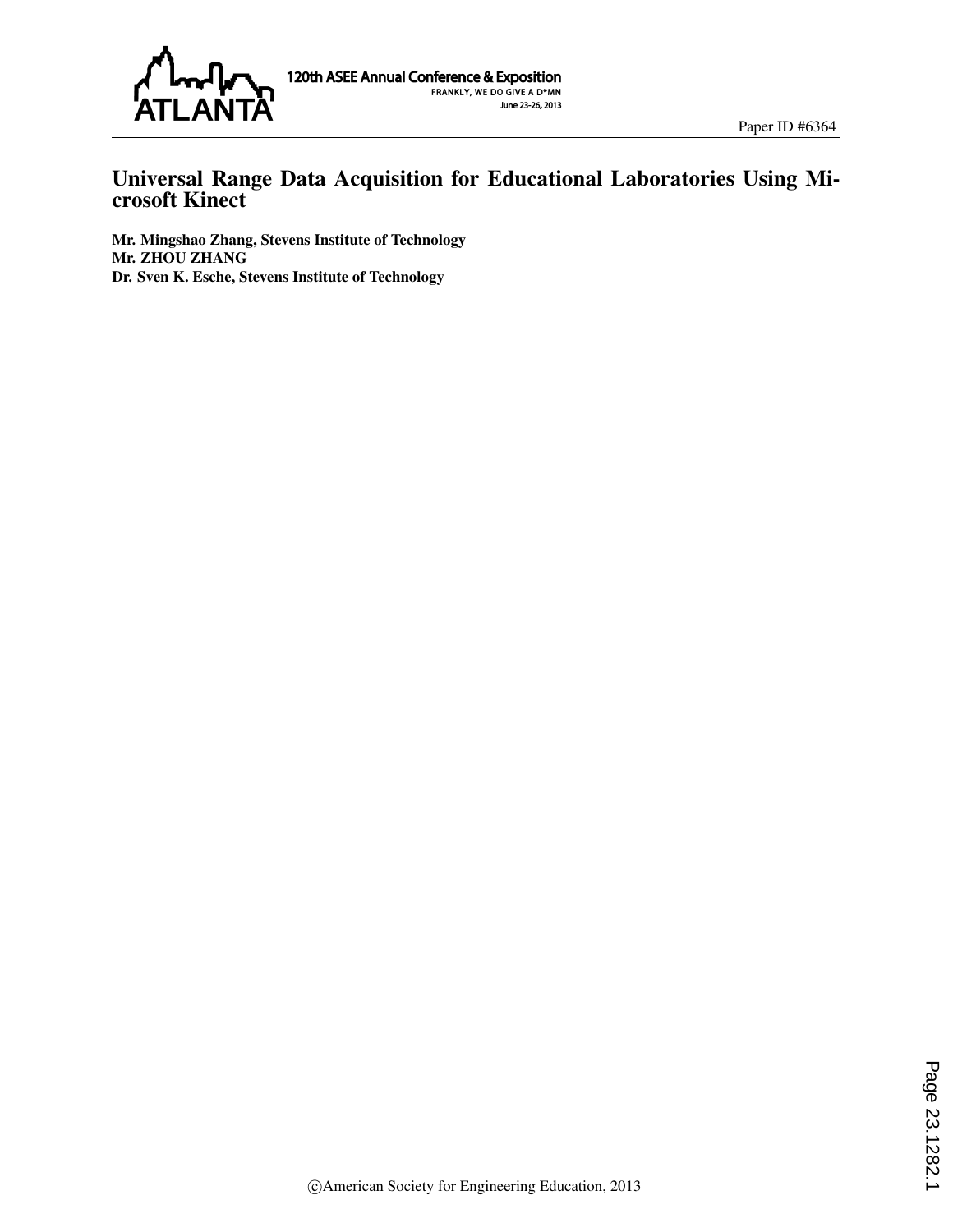Paper ID #6364

# Universal Range Data Acquisition for Educational Laboratories Using Microsoft Kinect

**Mr. Mingshao Zhang, Stevens Institute of Technology**
**Mr. ZHOU ZHANG**
**Dr. Sven K. Esche, Stevens Institute of Technology**

©American Society for Engineering Education, 2013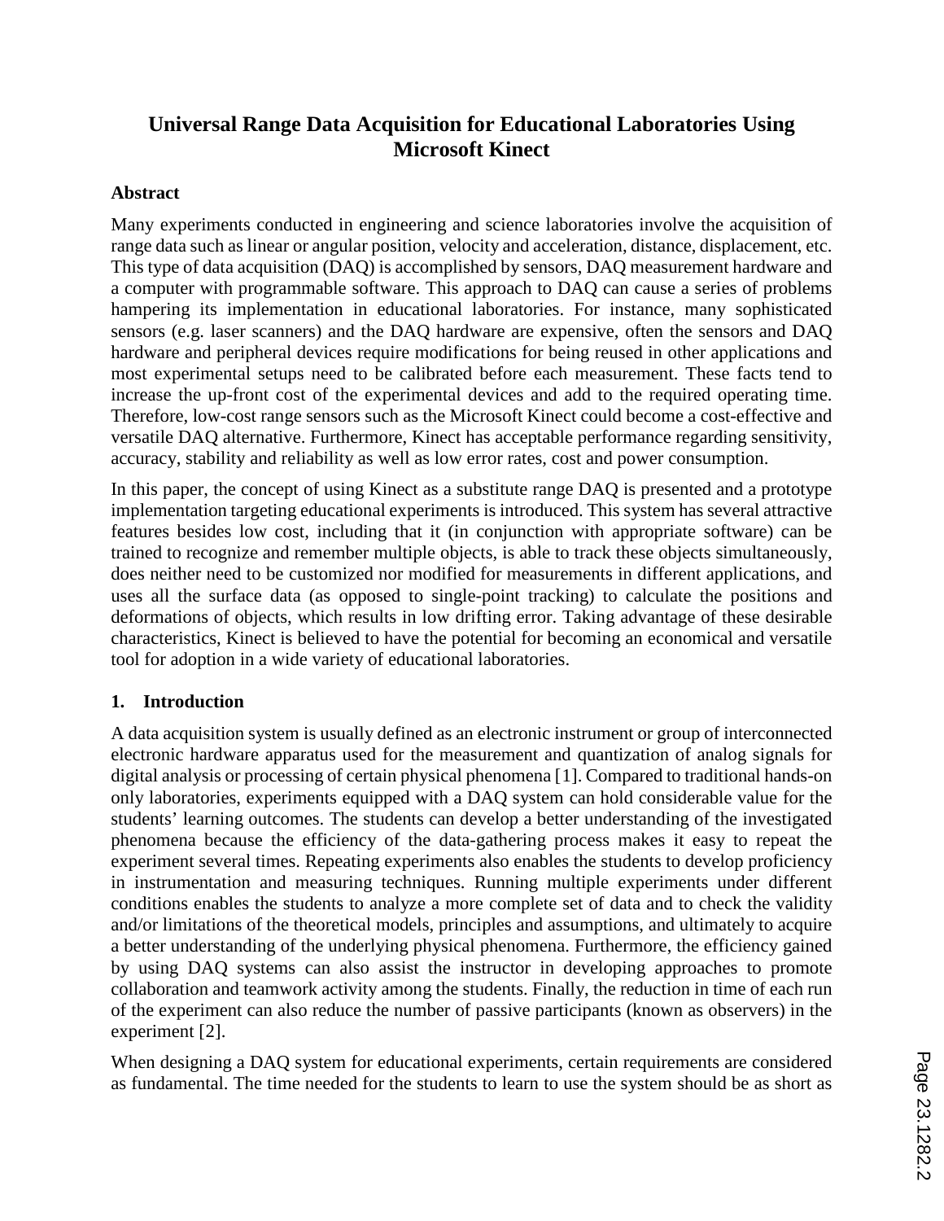# Universal Range Data Acquisition for Educational Laboratories Using Microsoft Kinect

## Abstract

Many experiments conducted in engineering and science laboratories involve the acquisition of range data such as linear or angular position, velocity and acceleration, distance, displacement, etc. This type of data acquisition (DAQ) is accomplished by sensors, DAQ measurement hardware and a computer with programmable software. This approach to DAQ can cause a series of problems hampering its implementation in educational laboratories. For instance, many sophisticated sensors (e.g. laser scanners) and the DAQ hardware are expensive, often the sensors and DAQ hardware and peripheral devices require modifications for being reused in other applications and most experimental setups need to be calibrated before each measurement. These facts tend to increase the up-front cost of the experimental devices and add to the required operating time. Therefore, low-cost range sensors such as the Microsoft Kinect could become a cost-effective and versatile DAQ alternative. Furthermore, Kinect has acceptable performance regarding sensitivity, accuracy, stability and reliability as well as low error rates, cost and power consumption.

In this paper, the concept of using Kinect as a substitute range DAQ is presented and a prototype implementation targeting educational experiments is introduced. This system has several attractive features besides low cost, including that it (in conjunction with appropriate software) can be trained to recognize and remember multiple objects, is able to track these objects simultaneously, does neither need to be customized nor modified for measurements in different applications, and uses all the surface data (as opposed to single-point tracking) to calculate the positions and deformations of objects, which results in low drifting error. Taking advantage of these desirable characteristics, Kinect is believed to have the potential for becoming an economical and versatile tool for adoption in a wide variety of educational laboratories.

## 1. Introduction

A data acquisition system is usually defined as an electronic instrument or group of interconnected electronic hardware apparatus used for the measurement and quantization of analog signals for digital analysis or processing of certain physical phenomena [1]. Compared to traditional hands-on only laboratories, experiments equipped with a DAQ system can hold considerable value for the students' learning outcomes. The students can develop a better understanding of the investigated phenomena because the efficiency of the data-gathering process makes it easy to repeat the experiment several times. Repeating experiments also enables the students to develop proficiency in instrumentation and measuring techniques. Running multiple experiments under different conditions enables the students to analyze a more complete set of data and to check the validity and/or limitations of the theoretical models, principles and assumptions, and ultimately to acquire a better understanding of the underlying physical phenomena. Furthermore, the efficiency gained by using DAQ systems can also assist the instructor in developing approaches to promote collaboration and teamwork activity among the students. Finally, the reduction in time of each run of the experiment can also reduce the number of passive participants (known as observers) in the experiment [2].

When designing a DAQ system for educational experiments, certain requirements are considered as fundamental. The time needed for the students to learn to use the system should be as short as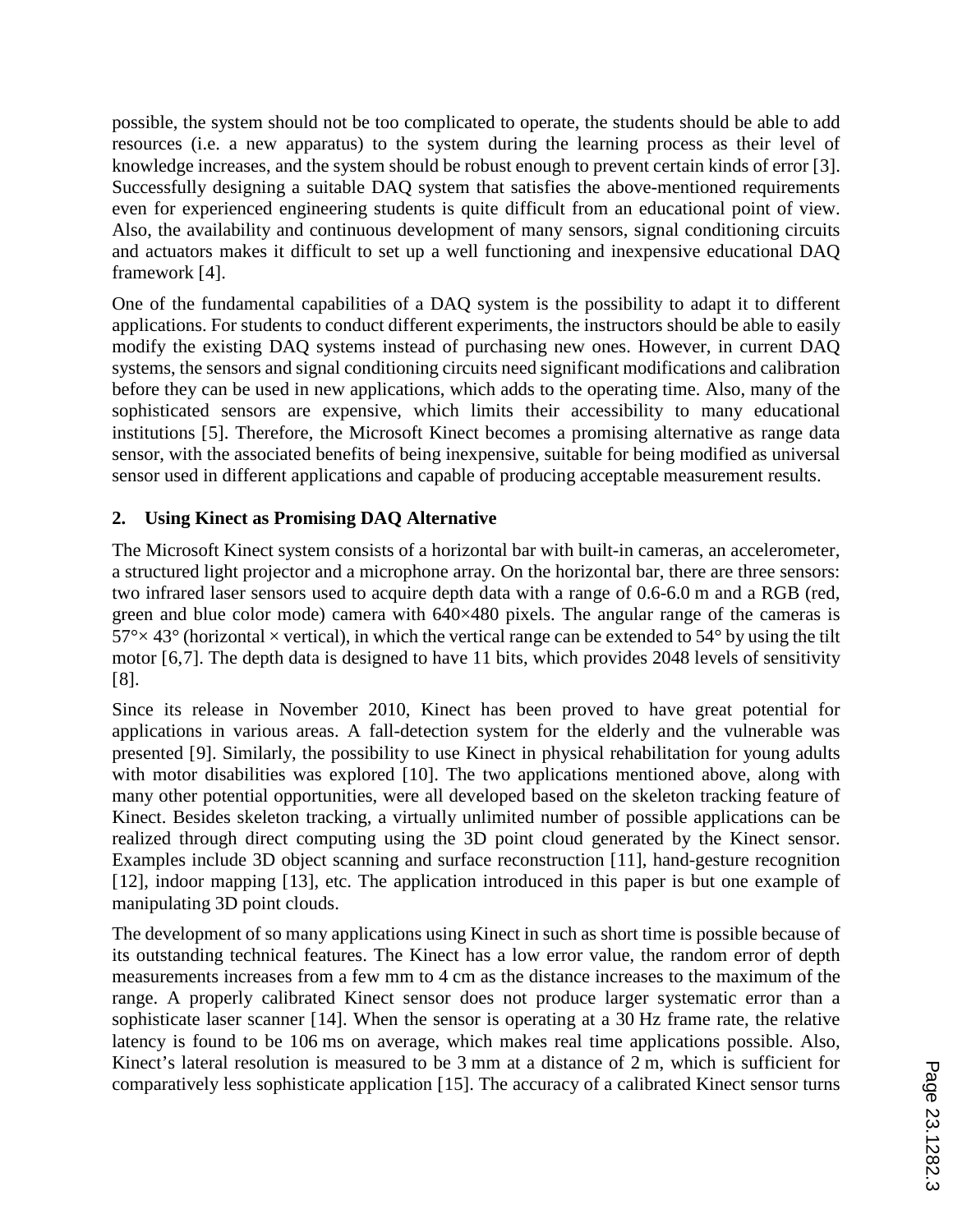possible, the system should not be too complicated to operate, the students should be able to add resources (i.e. a new apparatus) to the system during the learning process as their level of knowledge increases, and the system should be robust enough to prevent certain kinds of error [3]. Successfully designing a suitable DAQ system that satisfies the above-mentioned requirements even for experienced engineering students is quite difficult from an educational point of view. Also, the availability and continuous development of many sensors, signal conditioning circuits and actuators makes it difficult to set up a well functioning and inexpensive educational DAQ framework [4].

One of the fundamental capabilities of a DAQ system is the possibility to adapt it to different applications. For students to conduct different experiments, the instructors should be able to easily modify the existing DAQ systems instead of purchasing new ones. However, in current DAQ systems, the sensors and signal conditioning circuits need significant modifications and calibration before they can be used in new applications, which adds to the operating time. Also, many of the sophisticated sensors are expensive, which limits their accessibility to many educational institutions [5]. Therefore, the Microsoft Kinect becomes a promising alternative as range data sensor, with the associated benefits of being inexpensive, suitable for being modified as universal sensor used in different applications and capable of producing acceptable measurement results.

## 2. Using Kinect as Promising DAQ Alternative

The Microsoft Kinect system consists of a horizontal bar with built-in cameras, an accelerometer, a structured light projector and a microphone array. On the horizontal bar, there are three sensors: two infrared laser sensors used to acquire depth data with a range of 0.6-6.0 m and a RGB (red, green and blue color mode) camera with 640×480 pixels. The angular range of the cameras is 57°× 43° (horizontal × vertical), in which the vertical range can be extended to 54° by using the tilt motor [6,7]. The depth data is designed to have 11 bits, which provides 2048 levels of sensitivity [8].

Since its release in November 2010, Kinect has been proved to have great potential for applications in various areas. A fall-detection system for the elderly and the vulnerable was presented [9]. Similarly, the possibility to use Kinect in physical rehabilitation for young adults with motor disabilities was explored [10]. The two applications mentioned above, along with many other potential opportunities, were all developed based on the skeleton tracking feature of Kinect. Besides skeleton tracking, a virtually unlimited number of possible applications can be realized through direct computing using the 3D point cloud generated by the Kinect sensor. Examples include 3D object scanning and surface reconstruction [11], hand-gesture recognition [12], indoor mapping [13], etc. The application introduced in this paper is but one example of manipulating 3D point clouds.

The development of so many applications using Kinect in such as short time is possible because of its outstanding technical features. The Kinect has a low error value, the random error of depth measurements increases from a few mm to 4 cm as the distance increases to the maximum of the range. A properly calibrated Kinect sensor does not produce larger systematic error than a sophisticate laser scanner [14]. When the sensor is operating at a 30 Hz frame rate, the relative latency is found to be 106 ms on average, which makes real time applications possible. Also, Kinect's lateral resolution is measured to be 3 mm at a distance of 2 m, which is sufficient for comparatively less sophisticate application [15]. The accuracy of a calibrated Kinect sensor turns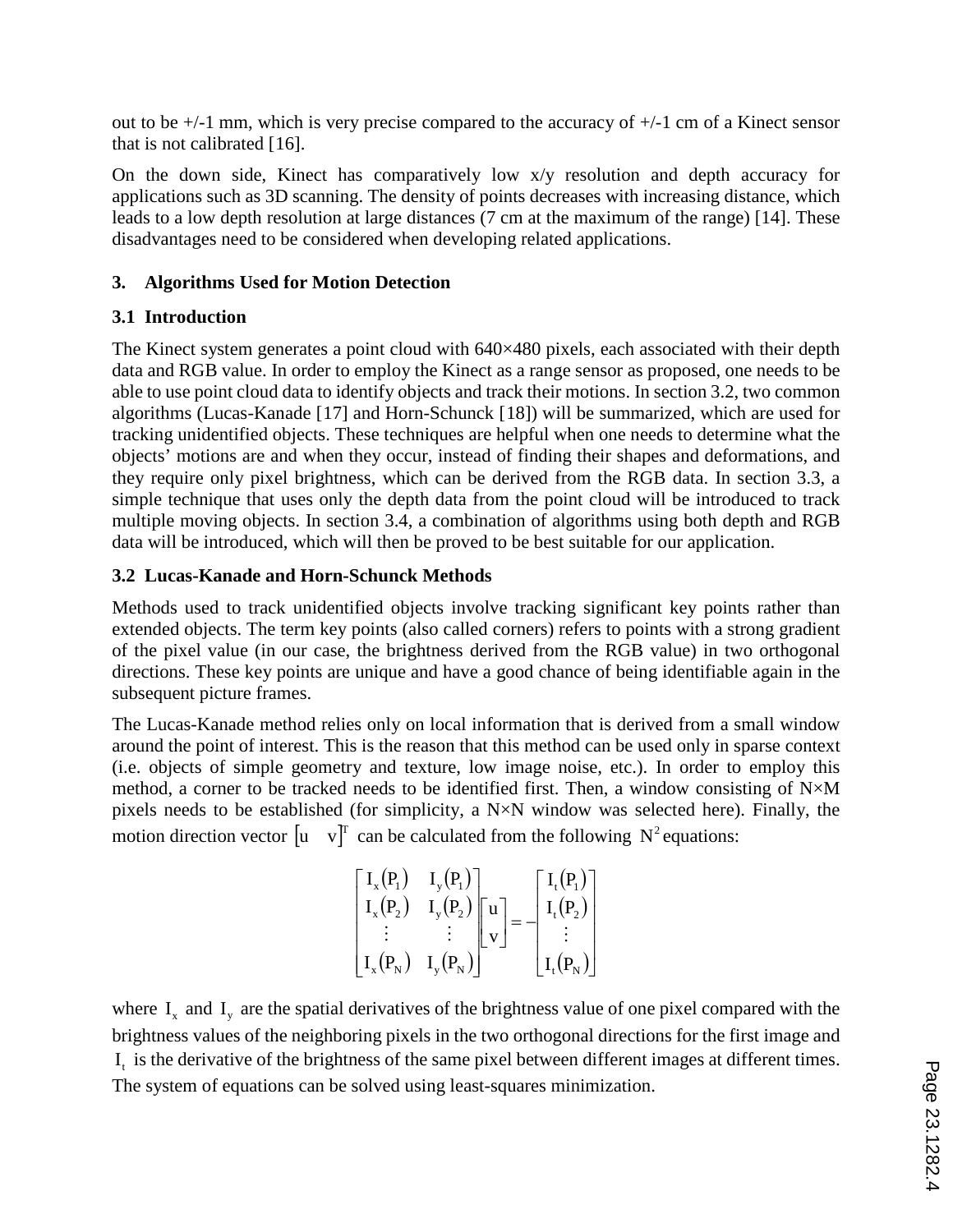out to be +/-1 mm, which is very precise compared to the accuracy of +/-1 cm of a Kinect sensor that is not calibrated [16].

On the down side, Kinect has comparatively low x/y resolution and depth accuracy for applications such as 3D scanning. The density of points decreases with increasing distance, which leads to a low depth resolution at large distances (7 cm at the maximum of the range) [14]. These disadvantages need to be considered when developing related applications.

## 3. Algorithms Used for Motion Detection

### 3.1 Introduction

The Kinect system generates a point cloud with 640×480 pixels, each associated with their depth data and RGB value. In order to employ the Kinect as a range sensor as proposed, one needs to be able to use point cloud data to identify objects and track their motions. In section 3.2, two common algorithms (Lucas-Kanade [17] and Horn-Schunck [18]) will be summarized, which are used for tracking unidentified objects. These techniques are helpful when one needs to determine what the objects' motions are and when they occur, instead of finding their shapes and deformations, and they require only pixel brightness, which can be derived from the RGB data. In section 3.3, a simple technique that uses only the depth data from the point cloud will be introduced to track multiple moving objects. In section 3.4, a combination of algorithms using both depth and RGB data will be introduced, which will then be proved to be best suitable for our application.

### 3.2 Lucas-Kanade and Horn-Schunck Methods

Methods used to track unidentified objects involve tracking significant key points rather than extended objects. The term key points (also called corners) refers to points with a strong gradient of the pixel value (in our case, the brightness derived from the RGB value) in two orthogonal directions. These key points are unique and have a good chance of being identifiable again in the subsequent picture frames.

The Lucas-Kanade method relies only on local information that is derived from a small window around the point of interest. This is the reason that this method can be used only in sparse context (i.e. objects of simple geometry and texture, low image noise, etc.). In order to employ this method, a corner to be tracked needs to be identified first. Then, a window consisting of N×M pixels needs to be established (for simplicity, a N×N window was selected here). Finally, the motion direction vector $[u \quad v]^T$ can be calculated from the following $N^2$ equations:

$$\begin{bmatrix} I_x(P_1) & I_y(P_1) \\ I_x(P_2) & I_y(P_2) \\ \vdots & \vdots \\ I_x(P_N) & I_y(P_N) \end{bmatrix} \begin{bmatrix} u \\ v \end{bmatrix} = - \begin{bmatrix} I_t(P_1) \\ I_t(P_2) \\ \vdots \\ I_t(P_N) \end{bmatrix}$$

where $I_x$ and $I_y$ are the spatial derivatives of the brightness value of one pixel compared with the brightness values of the neighboring pixels in the two orthogonal directions for the first image and $I_t$ is the derivative of the brightness of the same pixel between different images at different times. The system of equations can be solved using least-squares minimization.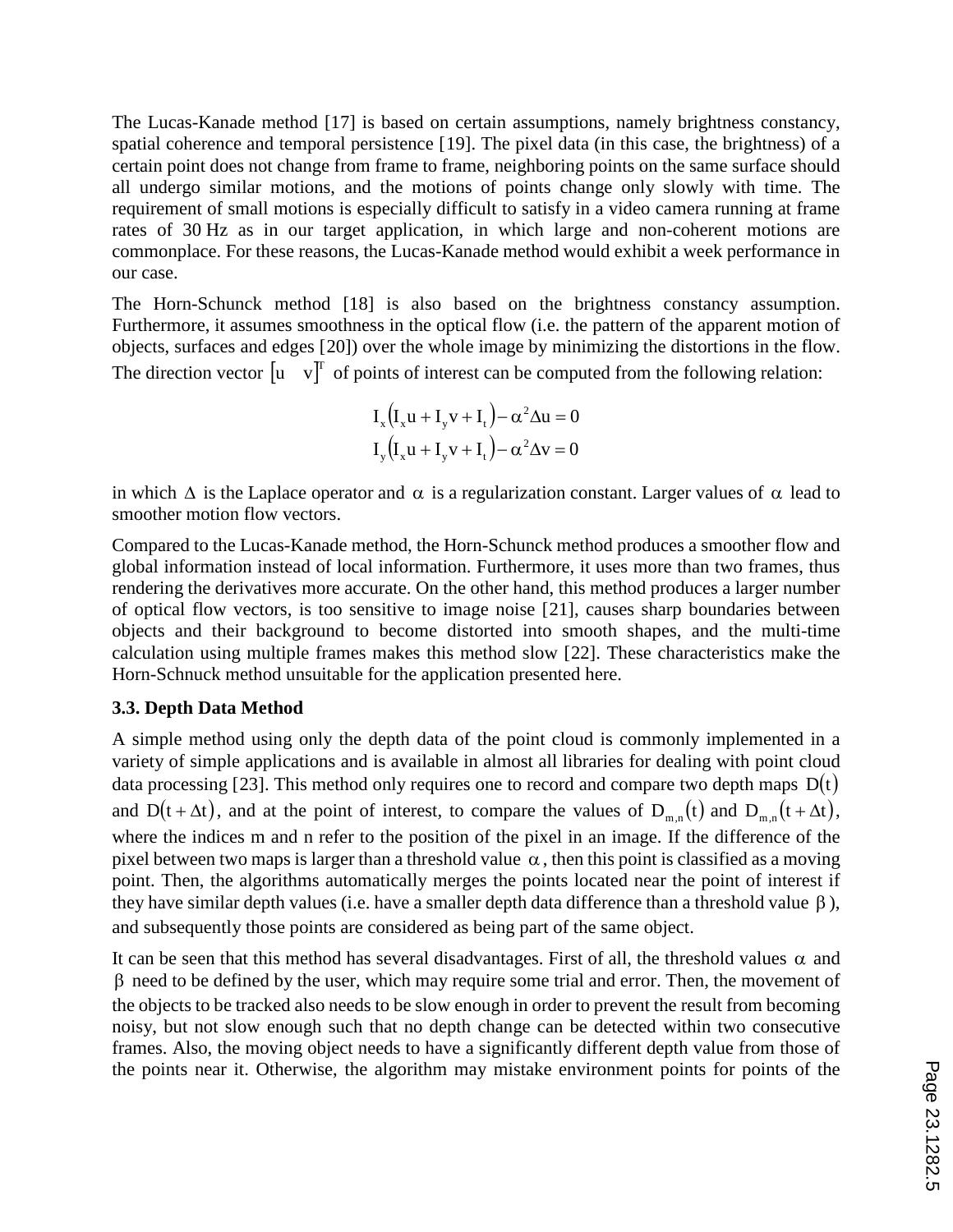The Lucas-Kanade method [17] is based on certain assumptions, namely brightness constancy, spatial coherence and temporal persistence [19]. The pixel data (in this case, the brightness) of a certain point does not change from frame to frame, neighboring points on the same surface should all undergo similar motions, and the motions of points change only slowly with time. The requirement of small motions is especially difficult to satisfy in a video camera running at frame rates of 30 Hz as in our target application, in which large and non-coherent motions are commonplace. For these reasons, the Lucas-Kanade method would exhibit a week performance in our case.

The Horn-Schunck method [18] is also based on the brightness constancy assumption. Furthermore, it assumes smoothness in the optical flow (i.e. the pattern of the apparent motion of objects, surfaces and edges [20]) over the whole image by minimizing the distortions in the flow. The direction vector $[u \quad v]^T$ of points of interest can be computed from the following relation:

$$
\begin{aligned}
I_x(I_x u + I_y v + I_t) - \alpha^2 \Delta u = 0 \\
I_y(I_x u + I_y v + I_t) - \alpha^2 \Delta v = 0
\end{aligned}
$$

in which $\Delta$ is the Laplace operator and $\alpha$ is a regularization constant. Larger values of $\alpha$ lead to smoother motion flow vectors.

Compared to the Lucas-Kanade method, the Horn-Schunck method produces a smoother flow and global information instead of local information. Furthermore, it uses more than two frames, thus rendering the derivatives more accurate. On the other hand, this method produces a larger number of optical flow vectors, is too sensitive to image noise [21], causes sharp boundaries between objects and their background to become distorted into smooth shapes, and the multi-time calculation using multiple frames makes this method slow [22]. These characteristics make the Horn-Schnuck method unsuitable for the application presented here.

### 3.3. Depth Data Method

A simple method using only the depth data of the point cloud is commonly implemented in a variety of simple applications and is available in almost all libraries for dealing with point cloud data processing [23]. This method only requires one to record and compare two depth maps $D(t)$ and $D(t+\Delta t)$, and at the point of interest, to compare the values of $D_{m,n}(t)$ and $D_{m,n}(t+\Delta t)$, where the indices m and n refer to the position of the pixel in an image. If the difference of the pixel between two maps is larger than a threshold value $\alpha$, then this point is classified as a moving point. Then, the algorithms automatically merges the points located near the point of interest if they have similar depth values (i.e. have a smaller depth data difference than a threshold value $\beta$), and subsequently those points are considered as being part of the same object.

It can be seen that this method has several disadvantages. First of all, the threshold values $\alpha$ and $\beta$ need to be defined by the user, which may require some trial and error. Then, the movement of the objects to be tracked also needs to be slow enough in order to prevent the result from becoming noisy, but not slow enough such that no depth change can be detected within two consecutive frames. Also, the moving object needs to have a significantly different depth value from those of the points near it. Otherwise, the algorithm may mistake environment points for points of the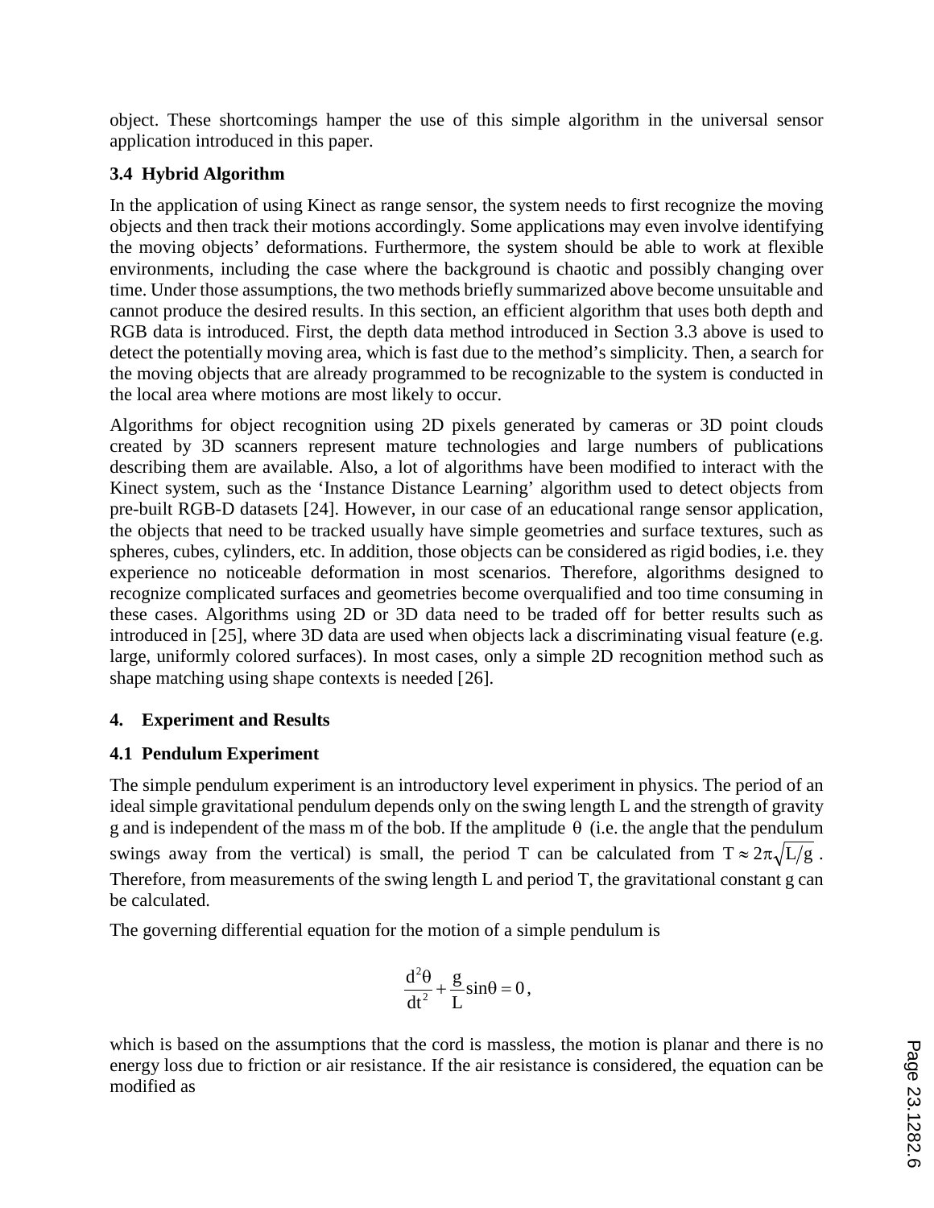object. These shortcomings hamper the use of this simple algorithm in the universal sensor application introduced in this paper.

### 3.4 Hybrid Algorithm

In the application of using Kinect as range sensor, the system needs to first recognize the moving objects and then track their motions accordingly. Some applications may even involve identifying the moving objects' deformations. Furthermore, the system should be able to work at flexible environments, including the case where the background is chaotic and possibly changing over time. Under those assumptions, the two methods briefly summarized above become unsuitable and cannot produce the desired results. In this section, an efficient algorithm that uses both depth and RGB data is introduced. First, the depth data method introduced in Section 3.3 above is used to detect the potentially moving area, which is fast due to the method's simplicity. Then, a search for the moving objects that are already programmed to be recognizable to the system is conducted in the local area where motions are most likely to occur.

Algorithms for object recognition using 2D pixels generated by cameras or 3D point clouds created by 3D scanners represent mature technologies and large numbers of publications describing them are available. Also, a lot of algorithms have been modified to interact with the Kinect system, such as the 'Instance Distance Learning' algorithm used to detect objects from pre-built RGB-D datasets [24]. However, in our case of an educational range sensor application, the objects that need to be tracked usually have simple geometries and surface textures, such as spheres, cubes, cylinders, etc. In addition, those objects can be considered as rigid bodies, i.e. they experience no noticeable deformation in most scenarios. Therefore, algorithms designed to recognize complicated surfaces and geometries become overqualified and too time consuming in these cases. Algorithms using 2D or 3D data need to be traded off for better results such as introduced in [25], where 3D data are used when objects lack a discriminating visual feature (e.g. large, uniformly colored surfaces). In most cases, only a simple 2D recognition method such as shape matching using shape contexts is needed [26].

## 4. Experiment and Results

### 4.1 Pendulum Experiment

The simple pendulum experiment is an introductory level experiment in physics. The period of an ideal simple gravitational pendulum depends only on the swing length L and the strength of gravity g and is independent of the mass m of the bob. If the amplitude $\theta$ (i.e. the angle that the pendulum swings away from the vertical) is small, the period T can be calculated from $T \approx 2\pi\sqrt{L/g}$. Therefore, from measurements of the swing length L and period T, the gravitational constant g can be calculated.

The governing differential equation for the motion of a simple pendulum is

$$\frac{d^2\theta}{dt^2} + \frac{g}{L}\sin\theta = 0,$$

which is based on the assumptions that the cord is massless, the motion is planar and there is no energy loss due to friction or air resistance. If the air resistance is considered, the equation can be modified as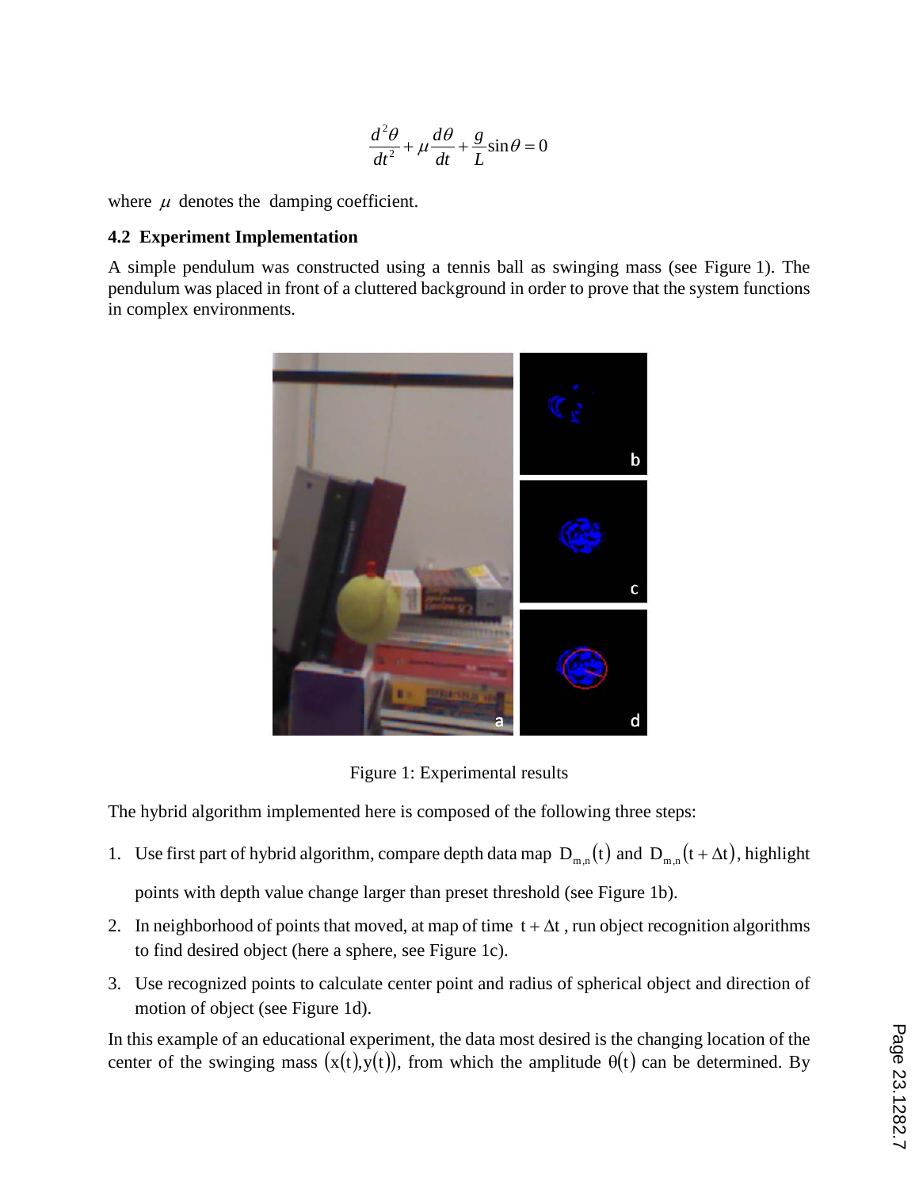$$\frac{d^2\theta}{dt^2}+\mu\frac{d\theta}{dt}+\frac{g}{L}\sin\theta=0$$

where $\mu$ denotes the damping coefficient.

### 4.2 Experiment Implementation

A simple pendulum was constructed using a tennis ball as swinging mass (see Figure 1). The pendulum was placed in front of a cluttered background in order to prove that the system functions in complex environments.

Figure 1: Experimental results

The hybrid algorithm implemented here is composed of the following three steps:

1. Use first part of hybrid algorithm, compare depth data map $D_{m,n}(t)$ and $D_{m,n}(t+\Delta t)$, highlight points with depth value change larger than preset threshold (see Figure 1b).
2. In neighborhood of points that moved, at map of time $t+\Delta t$, run object recognition algorithms to find desired object (here a sphere, see Figure 1c).
3. Use recognized points to calculate center point and radius of spherical object and direction of motion of object (see Figure 1d).

In this example of an educational experiment, the data most desired is the changing location of the center of the swinging mass $(x(t),y(t))$, from which the amplitude $\theta(t)$ can be determined. By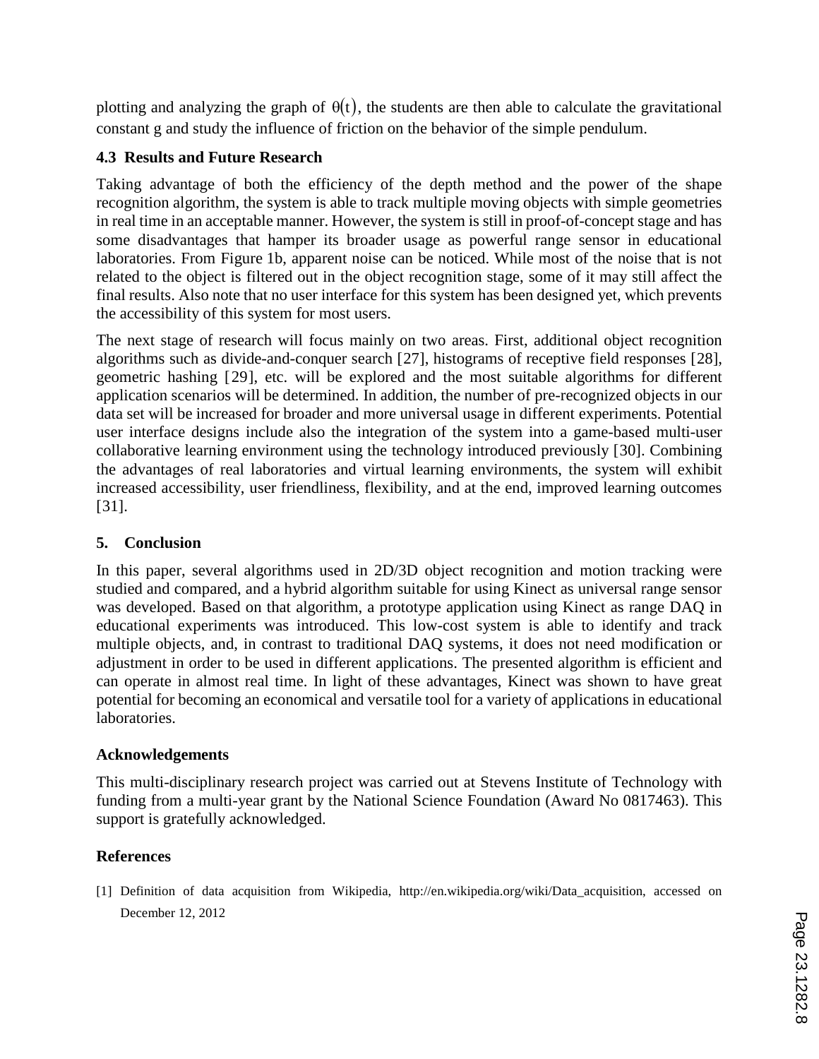plotting and analyzing the graph of $\theta(t)$, the students are then able to calculate the gravitational constant g and study the influence of friction on the behavior of the simple pendulum.

### 4.3 Results and Future Research

Taking advantage of both the efficiency of the depth method and the power of the shape recognition algorithm, the system is able to track multiple moving objects with simple geometries in real time in an acceptable manner. However, the system is still in proof-of-concept stage and has some disadvantages that hamper its broader usage as powerful range sensor in educational laboratories. From Figure 1b, apparent noise can be noticed. While most of the noise that is not related to the object is filtered out in the object recognition stage, some of it may still affect the final results. Also note that no user interface for this system has been designed yet, which prevents the accessibility of this system for most users.

The next stage of research will focus mainly on two areas. First, additional object recognition algorithms such as divide-and-conquer search [27], histograms of receptive field responses [28], geometric hashing [29], etc. will be explored and the most suitable algorithms for different application scenarios will be determined. In addition, the number of pre-recognized objects in our data set will be increased for broader and more universal usage in different experiments. Potential user interface designs include also the integration of the system into a game-based multi-user collaborative learning environment using the technology introduced previously [30]. Combining the advantages of real laboratories and virtual learning environments, the system will exhibit increased accessibility, user friendliness, flexibility, and at the end, improved learning outcomes [31].

## 5. Conclusion

In this paper, several algorithms used in 2D/3D object recognition and motion tracking were studied and compared, and a hybrid algorithm suitable for using Kinect as universal range sensor was developed. Based on that algorithm, a prototype application using Kinect as range DAQ in educational experiments was introduced. This low-cost system is able to identify and track multiple objects, and, in contrast to traditional DAQ systems, it does not need modification or adjustment in order to be used in different applications. The presented algorithm is efficient and can operate in almost real time. In light of these advantages, Kinect was shown to have great potential for becoming an economical and versatile tool for a variety of applications in educational laboratories.

## Acknowledgements

This multi-disciplinary research project was carried out at Stevens Institute of Technology with funding from a multi-year grant by the National Science Foundation (Award No 0817463). This support is gratefully acknowledged.

## References

[1] Definition of data acquisition from Wikipedia, http://en.wikipedia.org/wiki/Data_acquisition, accessed on December 12, 2012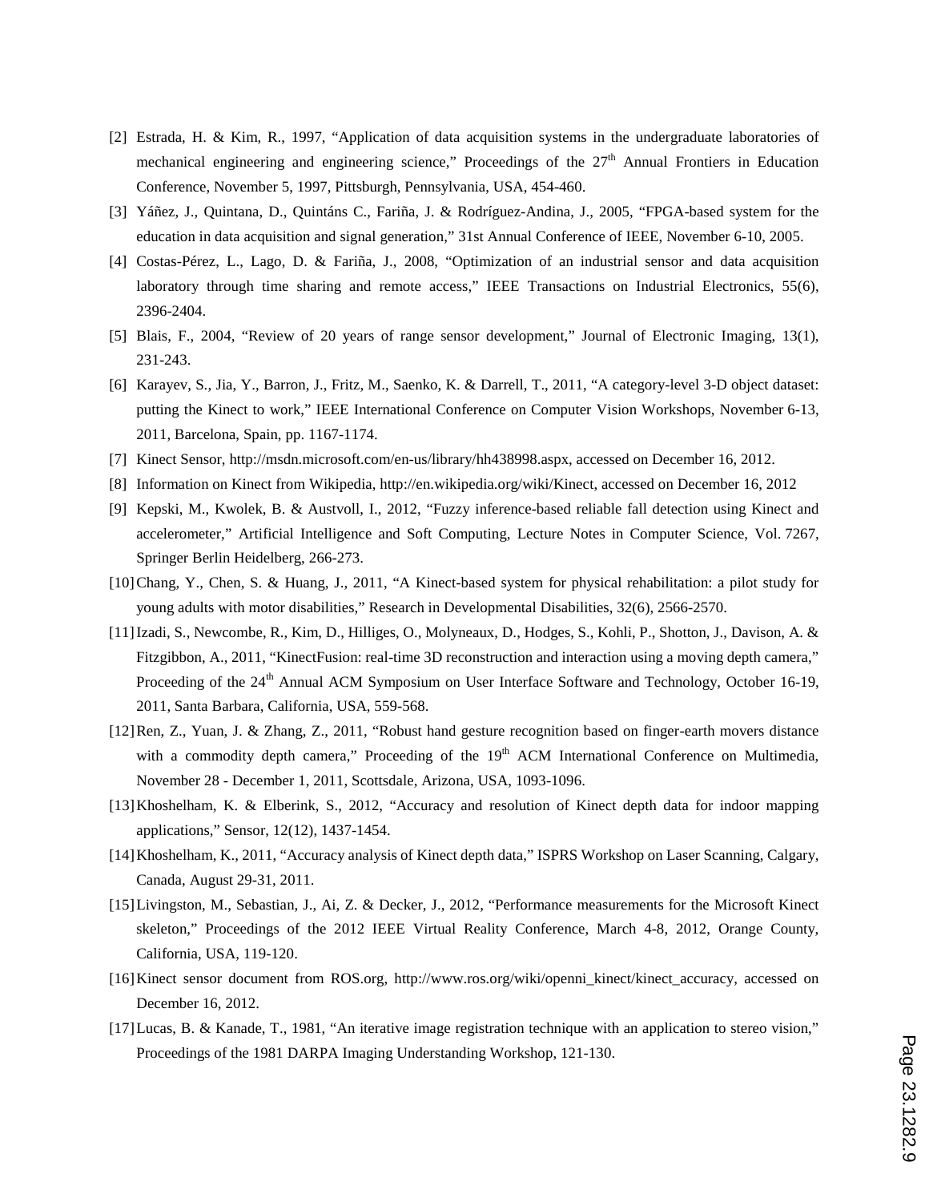[2] Estrada, H. & Kim, R., 1997, "Application of data acquisition systems in the undergraduate laboratories of mechanical engineering and engineering science," Proceedings of the 27th Annual Frontiers in Education Conference, November 5, 1997, Pittsburgh, Pennsylvania, USA, 454-460.

[3] Yáñez, J., Quintana, D., Quintáns C., Fariña, J. & Rodríguez-Andina, J., 2005, "FPGA-based system for the education in data acquisition and signal generation," 31st Annual Conference of IEEE, November 6-10, 2005.

[4] Costas-Pérez, L., Lago, D. & Fariña, J., 2008, "Optimization of an industrial sensor and data acquisition laboratory through time sharing and remote access," IEEE Transactions on Industrial Electronics, 55(6), 2396-2404.

[5] Blais, F., 2004, "Review of 20 years of range sensor development," Journal of Electronic Imaging, 13(1), 231-243.

[6] Karayev, S., Jia, Y., Barron, J., Fritz, M., Saenko, K. & Darrell, T., 2011, "A category-level 3-D object dataset: putting the Kinect to work," IEEE International Conference on Computer Vision Workshops, November 6-13, 2011, Barcelona, Spain, pp. 1167-1174.

[7] Kinect Sensor, http://msdn.microsoft.com/en-us/library/hh438998.aspx, accessed on December 16, 2012.

[8] Information on Kinect from Wikipedia, http://en.wikipedia.org/wiki/Kinect, accessed on December 16, 2012

[9] Kepski, M., Kwolek, B. & Austvoll, I., 2012, "Fuzzy inference-based reliable fall detection using Kinect and accelerometer," Artificial Intelligence and Soft Computing, Lecture Notes in Computer Science, Vol. 7267, Springer Berlin Heidelberg, 266-273.

[10] Chang, Y., Chen, S. & Huang, J., 2011, "A Kinect-based system for physical rehabilitation: a pilot study for young adults with motor disabilities," Research in Developmental Disabilities, 32(6), 2566-2570.

[11] Izadi, S., Newcombe, R., Kim, D., Hilliges, O., Molyneaux, D., Hodges, S., Kohli, P., Shotton, J., Davison, A. & Fitzgibbon, A., 2011, "KinectFusion: real-time 3D reconstruction and interaction using a moving depth camera," Proceeding of the 24th Annual ACM Symposium on User Interface Software and Technology, October 16-19, 2011, Santa Barbara, California, USA, 559-568.

[12] Ren, Z., Yuan, J. & Zhang, Z., 2011, "Robust hand gesture recognition based on finger-earth movers distance with a commodity depth camera," Proceeding of the 19th ACM International Conference on Multimedia, November 28 - December 1, 2011, Scottsdale, Arizona, USA, 1093-1096.

[13] Khoshelham, K. & Elberink, S., 2012, "Accuracy and resolution of Kinect depth data for indoor mapping applications," Sensor, 12(12), 1437-1454.

[14] Khoshelham, K., 2011, "Accuracy analysis of Kinect depth data," ISPRS Workshop on Laser Scanning, Calgary, Canada, August 29-31, 2011.

[15] Livingston, M., Sebastian, J., Ai, Z. & Decker, J., 2012, "Performance measurements for the Microsoft Kinect skeleton," Proceedings of the 2012 IEEE Virtual Reality Conference, March 4-8, 2012, Orange County, California, USA, 119-120.

[16] Kinect sensor document from ROS.org, http://www.ros.org/wiki/openni_kinect/kinect_accuracy, accessed on December 16, 2012.

[17] Lucas, B. & Kanade, T., 1981, "An iterative image registration technique with an application to stereo vision," Proceedings of the 1981 DARPA Imaging Understanding Workshop, 121-130.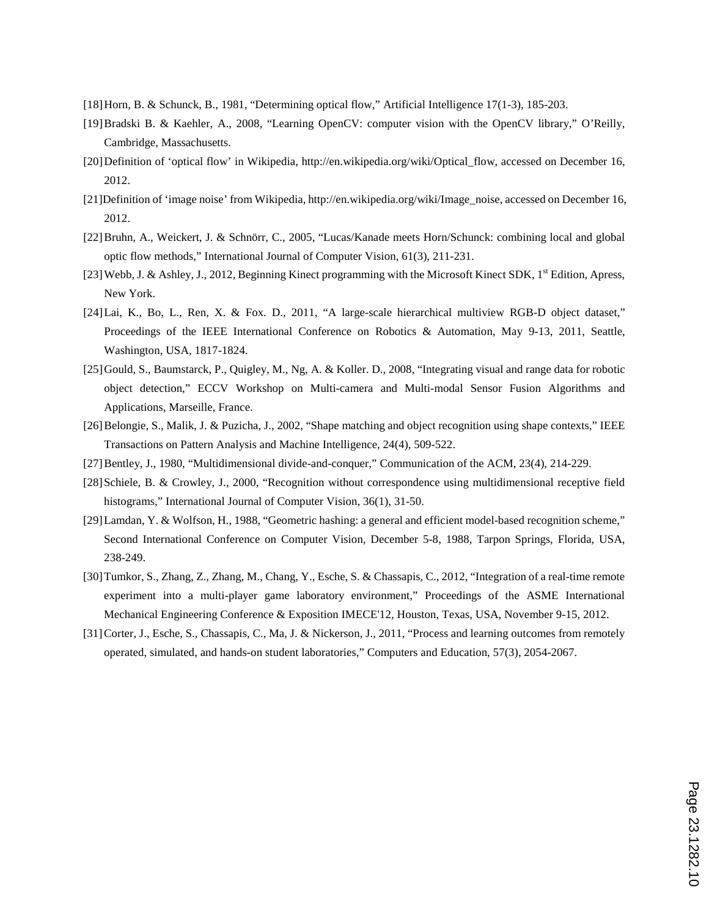[18] Horn, B. & Schunck, B., 1981, "Determining optical flow," Artificial Intelligence 17(1-3), 185-203.

[19] Bradski B. & Kaehler, A., 2008, "Learning OpenCV: computer vision with the OpenCV library," O'Reilly, Cambridge, Massachusetts.

[20] Definition of 'optical flow' in Wikipedia, http://en.wikipedia.org/wiki/Optical_flow, accessed on December 16, 2012.

[21] Definition of 'image noise' from Wikipedia, http://en.wikipedia.org/wiki/Image_noise, accessed on December 16, 2012.

[22] Bruhn, A., Weickert, J. & Schnörr, C., 2005, "Lucas/Kanade meets Horn/Schunck: combining local and global optic flow methods," International Journal of Computer Vision, 61(3), 211-231.

[23] Webb, J. & Ashley, J., 2012, Beginning Kinect programming with the Microsoft Kinect SDK, 1st Edition, Apress, New York.

[24] Lai, K., Bo, L., Ren, X. & Fox. D., 2011, "A large-scale hierarchical multiview RGB-D object dataset," Proceedings of the IEEE International Conference on Robotics & Automation, May 9-13, 2011, Seattle, Washington, USA, 1817-1824.

[25] Gould, S., Baumstarck, P., Quigley, M., Ng, A. & Koller. D., 2008, "Integrating visual and range data for robotic object detection," ECCV Workshop on Multi-camera and Multi-modal Sensor Fusion Algorithms and Applications, Marseille, France.

[26] Belongie, S., Malik, J. & Puzicha, J., 2002, "Shape matching and object recognition using shape contexts," IEEE Transactions on Pattern Analysis and Machine Intelligence, 24(4), 509-522.

[27] Bentley, J., 1980, "Multidimensional divide-and-conquer," Communication of the ACM, 23(4), 214-229.

[28] Schiele, B. & Crowley, J., 2000, "Recognition without correspondence using multidimensional receptive field histograms," International Journal of Computer Vision, 36(1), 31-50.

[29] Lamdan, Y. & Wolfson, H., 1988, "Geometric hashing: a general and efficient model-based recognition scheme," Second International Conference on Computer Vision, December 5-8, 1988, Tarpon Springs, Florida, USA, 238-249.

[30] Tumkor, S., Zhang, Z., Zhang, M., Chang, Y., Esche, S. & Chassapis, C., 2012, "Integration of a real-time remote experiment into a multi-player game laboratory environment," Proceedings of the ASME International Mechanical Engineering Conference & Exposition IMECE'12, Houston, Texas, USA, November 9-15, 2012.

[31] Corter, J., Esche, S., Chassapis, C., Ma, J. & Nickerson, J., 2011, "Process and learning outcomes from remotely operated, simulated, and hands-on student laboratories," Computers and Education, 57(3), 2054-2067.